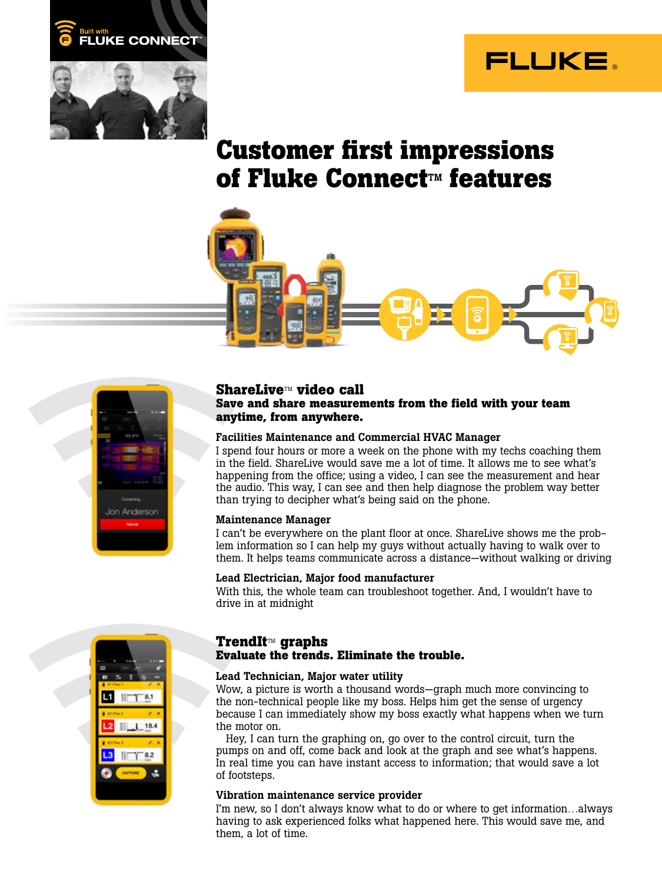# Customer first impressions of Fluke Connect™ features

## ShareLive™ video call

**Save and share measurements from the field with your team anytime, from anywhere.**

**Facilities Maintenance and Commercial HVAC Manager**

I spend four hours or more a week on the phone with my techs coaching them in the field. ShareLive would save me a lot of time. It allows me to see what's happening from the office; using a video, I can see the measurement and hear the audio. This way, I can see and then help diagnose the problem way better than trying to decipher what's being said on the phone.

**Maintenance Manager**

I can't be everywhere on the plant floor at once. ShareLive shows me the problem information so I can help my guys without actually having to walk over to them. It helps teams communicate across a distance—without walking or driving

**Lead Electrician, Major food manufacturer**

With this, the whole team can troubleshoot together. And, I wouldn't have to drive in at midnight

## TrendIt™ graphs

**Evaluate the trends. Eliminate the trouble.**

**Lead Technician, Major water utility**

Wow, a picture is worth a thousand words—graph much more convincing to the non-technical people like my boss. Helps him get the sense of urgency because I can immediately show my boss exactly what happens when we turn the motor on.

Hey, I can turn the graphing on, go over to the control circuit, turn the pumps on and off, come back and look at the graph and see what's happens. In real time you can have instant access to information; that would save a lot of footsteps.

**Vibration maintenance service provider**

I'm new, so I don't always know what to do or where to get information…always having to ask experienced folks what happened here. This would save me, and them, a lot of time.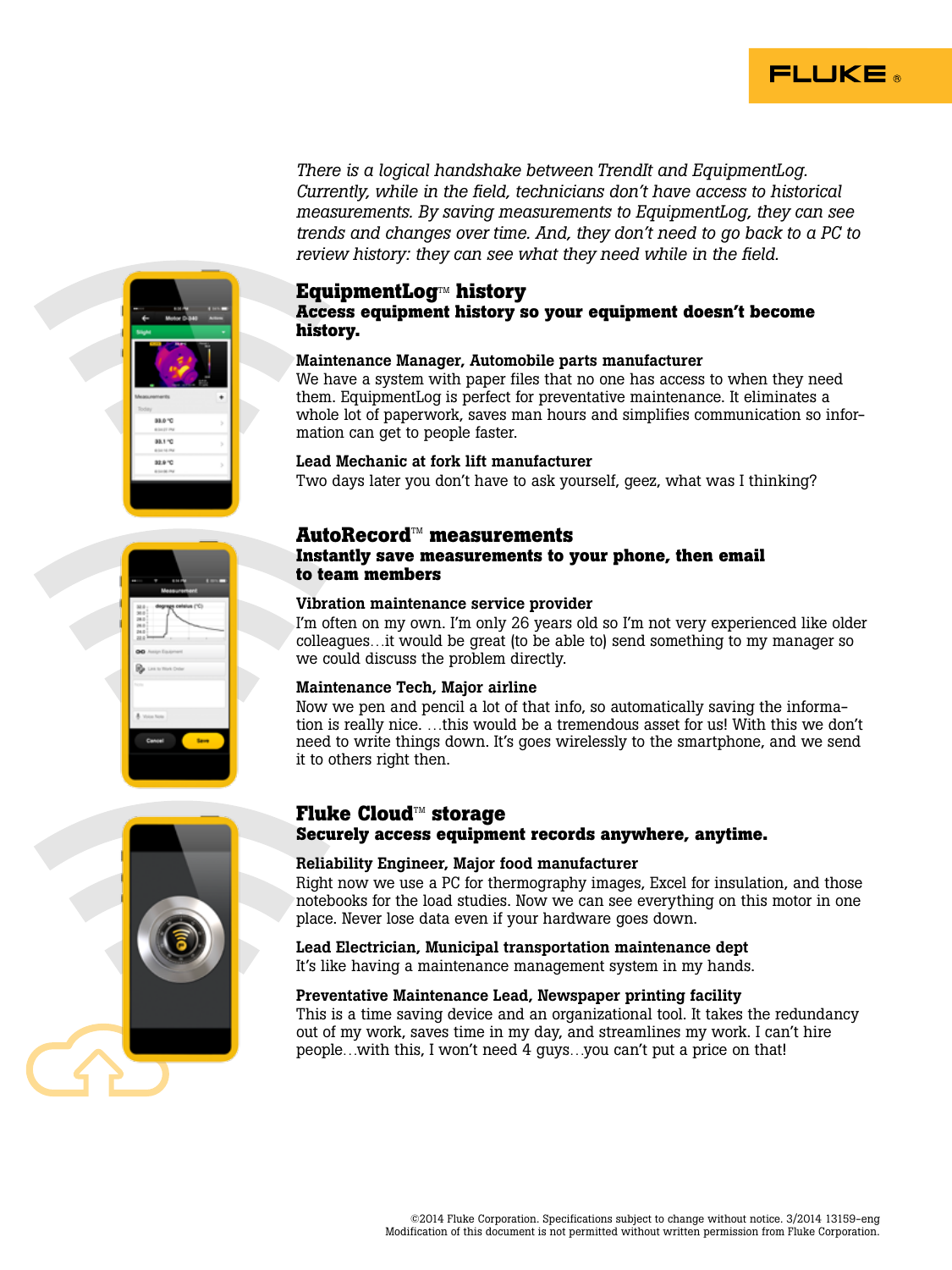*There is a logical handshake between TrendIt and EquipmentLog. Currently, while in the field, technicians don't have access to historical measurements. By saving measurements to EquipmentLog, they can see trends and changes over time. And, they don't need to go back to a PC to review history: they can see what they need while in the field.*

## EquipmentLog™ history

**Access equipment history so your equipment doesn't become history.**

**Maintenance Manager, Automobile parts manufacturer**
We have a system with paper files that no one has access to when they need them. EquipmentLog is perfect for preventative maintenance. It eliminates a whole lot of paperwork, saves man hours and simplifies communication so information can get to people faster.

**Lead Mechanic at fork lift manufacturer**
Two days later you don't have to ask yourself, geez, what was I thinking?

## AutoRecord™ measurements

**Instantly save measurements to your phone, then email to team members**

**Vibration maintenance service provider**
I'm often on my own. I'm only 26 years old so I'm not very experienced like older colleagues…it would be great (to be able to) send something to my manager so we could discuss the problem directly.

**Maintenance Tech, Major airline**
Now we pen and pencil a lot of that info, so automatically saving the information is really nice. …this would be a tremendous asset for us! With this we don't need to write things down. It's goes wirelessly to the smartphone, and we send it to others right then.

## Fluke Cloud™ storage

**Securely access equipment records anywhere, anytime.**

**Reliability Engineer, Major food manufacturer**
Right now we use a PC for thermography images, Excel for insulation, and those notebooks for the load studies. Now we can see everything on this motor in one place. Never lose data even if your hardware goes down.

**Lead Electrician, Municipal transportation maintenance dept**
It's like having a maintenance management system in my hands.

**Preventative Maintenance Lead, Newspaper printing facility**
This is a time saving device and an organizational tool. It takes the redundancy out of my work, saves time in my day, and streamlines my work. I can't hire people…with this, I won't need 4 guys…you can't put a price on that!

©2014 Fluke Corporation. Specifications subject to change without notice. 3/2014 13159-eng
Modification of this document is not permitted without written permission from Fluke Corporation.